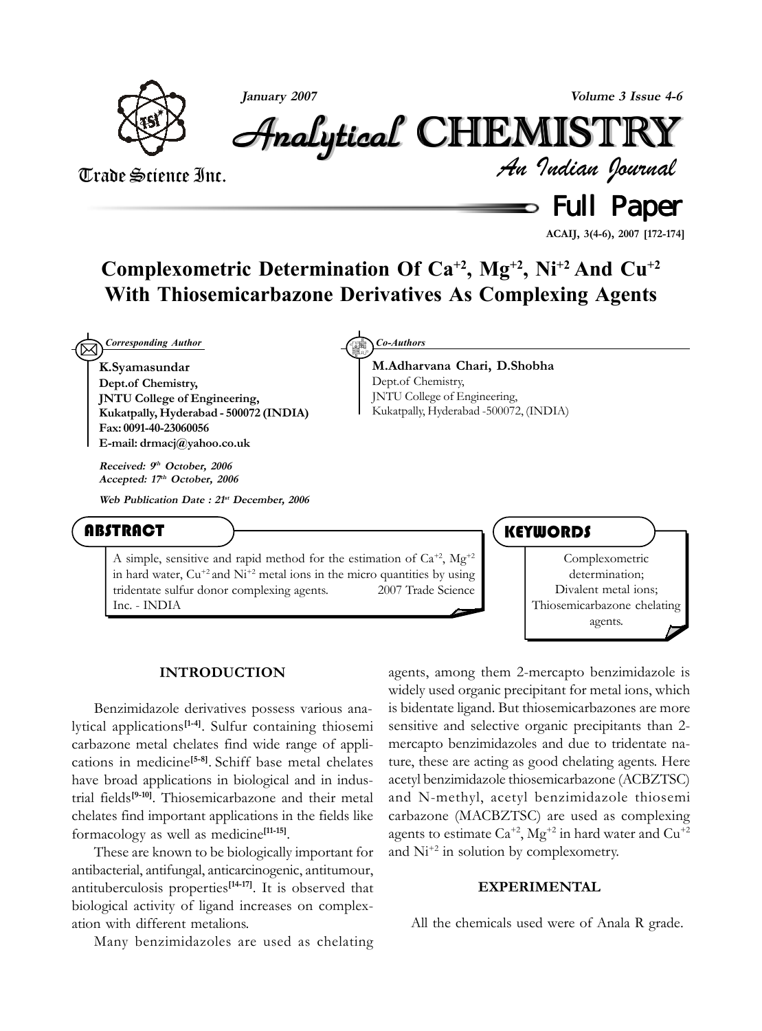# Complexometric Determination Of $Ca^{+2}$, $Mg^{+2}$, $Ni^{+2}$ And $Cu^{+2}$ With Thiosemicarbazone Derivatives As Complexing Agents

*Corresponding Author*

**K.Syamasundar**
**Dept.of Chemistry,**
**JNTU College of Engineering,**
**Kukatpally, Hyderabad - 500072 (INDIA)**
**Fax: 0091-40-23060056**
**E-mail: drmacj@yahoo.co.uk**

***Received: 9th October, 2006***
***Accepted: 17th October, 2006***

***Web Publication Date : 21st December, 2006***

*Co-Authors*

**M.Adharvana Chari, D.Shobha**
Dept.of Chemistry,
JNTU College of Engineering,
Kukatpally, Hyderabad -500072, (INDIA)

## ABSTRACT

A simple, sensitive and rapid method for the estimation of $Ca^{+2}$, $Mg^{+2}$ in hard water, $Cu^{+2}$ and $Ni^{+2}$ metal ions in the micro quantities by using tridentate sulfur donor complexing agents. 2007 Trade Science Inc. - INDIA

## KEYWORDS

Complexometric determination;
Divalent metal ions;
Thiosemicarbazone chelating agents.

## INTRODUCTION

Benzimidazole derivatives possess various analytical applications[1-4]. Sulfur containing thiosemi carbazone metal chelates find wide range of applications in medicine[5-8]. Schiff base metal chelates have broad applications in biological and in industrial fields[9-10]. Thiosemicarbazone and their metal chelates find important applications in the fields like formacology as well as medicine[11-15].

These are known to be biologically important for antibacterial, antifungal, anticarcinogenic, antitumour, antituberculosis properties[14-17]. It is observed that biological activity of ligand increases on complexation with different metalions.

Many benzimidazoles are used as chelating agents, among them 2-mercapto benzimidazole is widely used organic precipitant for metal ions, which is bidentate ligand. But thiosemicarbazones are more sensitive and selective organic precipitants than 2-mercapto benzimidazoles and due to tridentate nature, these are acting as good chelating agents. Here acetyl benzimidazole thiosemicarbazone (ACBZTSC) and N-methyl, acetyl benzimidazole thiosemi carbazone (MACBZTSC) are used as complexing agents to estimate $Ca^{+2}$, $Mg^{+2}$ in hard water and $Cu^{+2}$ and $Ni^{+2}$ in solution by complexometry.

## EXPERIMENTAL

All the chemicals used were of Anala R grade.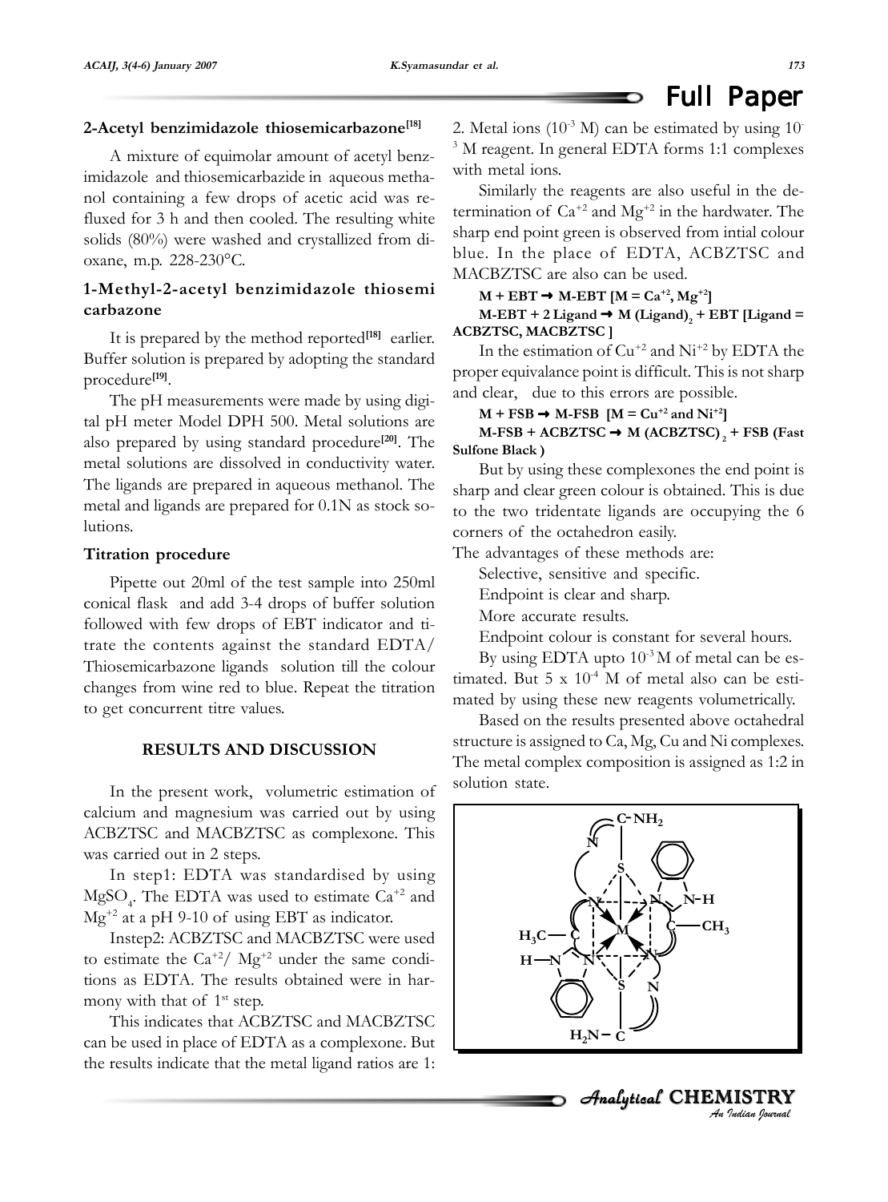### 2-Acetyl benzimidazole thiosemicarbazone[18]

A mixture of equimolar amount of acetyl benzimidazole and thiosemicarbazide in aqueous methanol containing a few drops of acetic acid was refluxed for 3 h and then cooled. The resulting white solids (80%) were washed and crystallized from dioxane, m.p. 228-230°C.

### 1-Methyl-2-acetyl benzimidazole thiosemi carbazone

It is prepared by the method reported[18] earlier. Buffer solution is prepared by adopting the standard procedure[19].

The pH measurements were made by using digital pH meter Model DPH 500. Metal solutions are also prepared by using standard procedure[20]. The metal solutions are dissolved in conductivity water. The ligands are prepared in aqueous methanol. The metal and ligands are prepared for 0.1N as stock solutions.

### Titration procedure

Pipette out 20ml of the test sample into 250ml conical flask and add 3-4 drops of buffer solution followed with few drops of EBT indicator and titrate the contents against the standard EDTA/ Thiosemicarbazone ligands solution till the colour changes from wine red to blue. Repeat the titration to get concurrent titre values.

## RESULTS AND DISCUSSION

In the present work, volumetric estimation of calcium and magnesium was carried out by using ACBZTSC and MACBZTSC as complexone. This was carried out in 2 steps.

In step1: EDTA was standardised by using $MgSO_4$. The EDTA was used to estimate $Ca^{+2}$ and $Mg^{+2}$ at a pH 9-10 of using EBT as indicator.

Instep2: ACBZTSC and MACBZTSC were used to estimate the $Ca^{+2}$/ $Mg^{+2}$ under the same conditions as EDTA. The results obtained were in harmony with that of 1st step.

This indicates that ACBZTSC and MACBZTSC can be used in place of EDTA as a complexone. But the results indicate that the metal ligand ratios are 1: 2. Metal ions ($10^{-3}$ M) can be estimated by using $10^{-3}$ M reagent. In general EDTA forms 1:1 complexes with metal ions.

Similarly the reagents are also useful in the determination of $Ca^{+2}$ and $Mg^{+2}$ in the hardwater. The sharp end point green is observed from intial colour blue. In the place of EDTA, ACBZTSC and MACBZTSC are also can be used.

**M + EBT → M-EBT [M = $Ca^{+2}$, $Mg^{+2}$]**

**M-EBT + 2 Ligand → $M(Ligand)_2$ + EBT [Ligand = ACBZTSC, MACBZTSC ]**

In the estimation of $Cu^{+2}$ and $Ni^{+2}$ by EDTA the proper equivalance point is difficult. This is not sharp and clear, due to this errors are possible.

**M + FSB → M-FSB [M = $Cu^{+2}$ and $Ni^{+2}$]**

**M-FSB + ACBZTSC → $M(ACBZTSC)_2$ + FSB (Fast Sulfone Black )**

But by using these complexones the end point is sharp and clear green colour is obtained. This is due to the two tridentate ligands are occupying the 6 corners of the octahedron easily.

The advantages of these methods are:

Selective, sensitive and specific.

Endpoint is clear and sharp.

More accurate results.

Endpoint colour is constant for several hours.

By using EDTA upto $10^{-3}$ M of metal can be estimated. But $5 \times 10^{-4}$ M of metal also can be estimated by using these new reagents volumetrically.

Based on the results presented above octahedral structure is assigned to Ca, Mg, Cu and Ni complexes. The metal complex composition is assigned as 1:2 in solution state.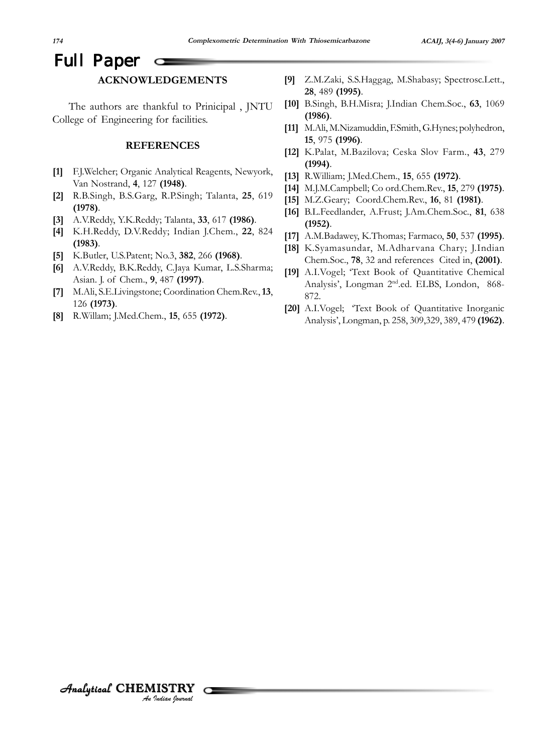## ACKNOWLEDGEMENTS

The authors are thankful to Prinicipal , JNTU College of Engineering for facilities.

## REFERENCES

[1] F.J.Welcher; Organic Analytical Reagents, Newyork, Van Nostrand, **4**, 127 **(1948)**.

[2] R.B.Singh, B.S.Garg, R.P.Singh; Talanta, **25**, 619 **(1978)**.

[3] A.V.Reddy, Y.K.Reddy; Talanta, **33**, 617 **(1986)**.

[4] K.H.Reddy, D.V.Reddy; Indian J.Chem., **22**, 824 **(1983)**.

[5] K.Butler, U.S.Patent; No.3, **382**, 266 **(1968)**.

[6] A.V.Reddy, B.K.Reddy, C.Jaya Kumar, L.S.Sharma; Asian. J. of Chem., **9**, 487 **(1997)**.

[7] M.Ali, S.E.Livingstone; Coordination Chem.Rev., **13**, 126 **(1973)**.

[8] R.Willam; J.Med.Chem., **15**, 655 **(1972)**.

[9] Z.M.Zaki, S.S.Haggag, M.Shabasy; Spectrosc.Lett., **28**, 489 **(1995)**.

[10] B.Singh, B.H.Misra; J.Indian Chem.Soc., **63**, 1069 **(1986)**.

[11] M.Ali, M.Nizamuddin, F.Smith, G.Hynes; polyhedron, **15**, 975 **(1996)**.

[12] K.Palat, M.Bazilova; Ceska Slov Farm., **43**, 279 **(1994)**.

[13] R.William; J.Med.Chem., **15**, 655 **(1972)**.

[14] M.J.M.Campbell; Co ord.Chem.Rev., **15**, 279 **(1975)**.

[15] M.Z.Geary; Coord.Chem.Rev., **16**, 81 **(1981)**.

[16] B.L.Feedlander, A.Frust; J.Am.Chem.Soc., **81**, 638 **(1952)**.

[17] A.M.Badawey, K.Thomas; Farmaco, **50**, 537 **(1995)**.

[18] K.Syamasundar, M.Adharvana Chary; J.Indian Chem.Soc., **78**, 32 and references Cited in, **(2001)**.

[19] A.I.Vogel; 'Text Book of Quantitative Chemical Analysis', Longman 2nd.ed. ELBS, London, 868-872.

[20] A.I.Vogel; 'Text Book of Quantitative Inorganic Analysis', Longman, p. 258, 309,329, 389, 479 **(1962)**.